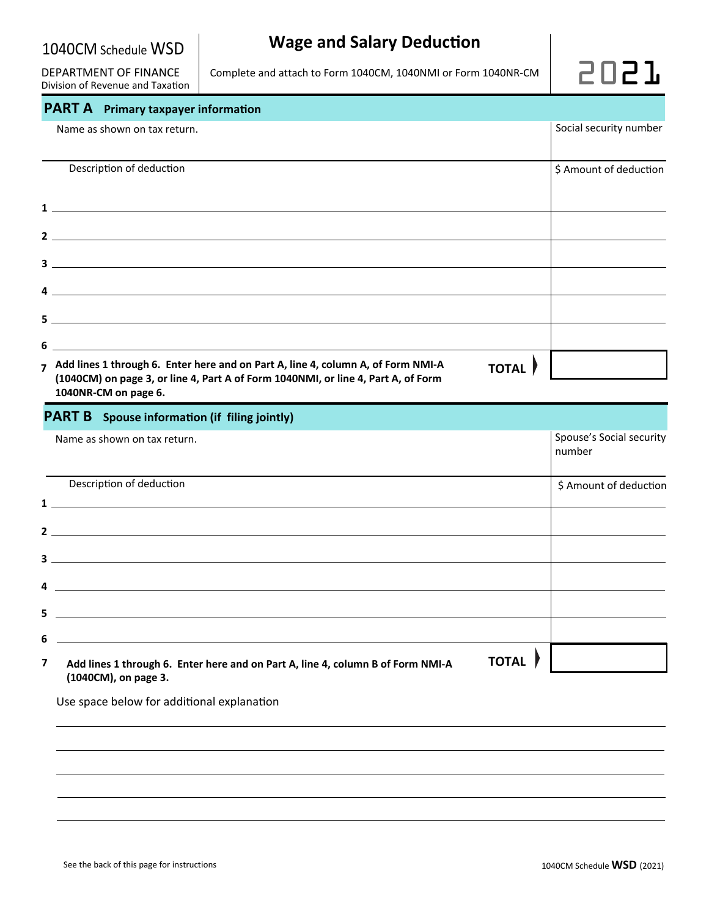1040CM Schedule WSD

DEPARTMENT OF FINANCE
Division of Revenue and Taxation

# Wage and Salary Deduction

Complete and attach to Form 1040CM, 1040NMI or Form 1040NR-CM

2021

## PART A Primary taxpayer information

| Name as shown on tax return. | Social security number |
|---|---|
| | |

| | Description of deduction | $ Amount of deduction |
|---|---|---|
| 1 | | |
| 2 | | |
| 3 | | |
| 4 | | |
| 5 | | |
| 6 | | |
| 7 | **Add lines 1 through 6. Enter here and on Part A, line 4, column A, of Form NMI-A (1040CM) on page 3, or line 4, Part A of Form 1040NMI, or line 4, Part A, of Form 1040NR-CM on page 6.** **TOTAL** | |

## PART B Spouse information (if filing jointly)

| Name as shown on tax return. | Spouse's Social security number |
|---|---|
| | |

| | Description of deduction | $ Amount of deduction |
|---|---|---|
| 1 | | |
| 2 | | |
| 3 | | |
| 4 | | |
| 5 | | |
| 6 | | |
| 7 | **Add lines 1 through 6. Enter here and on Part A, line 4, column B of Form NMI-A (1040CM), on page 3.** **TOTAL** | |

Use space below for additional explanation

See the back of this page for instructions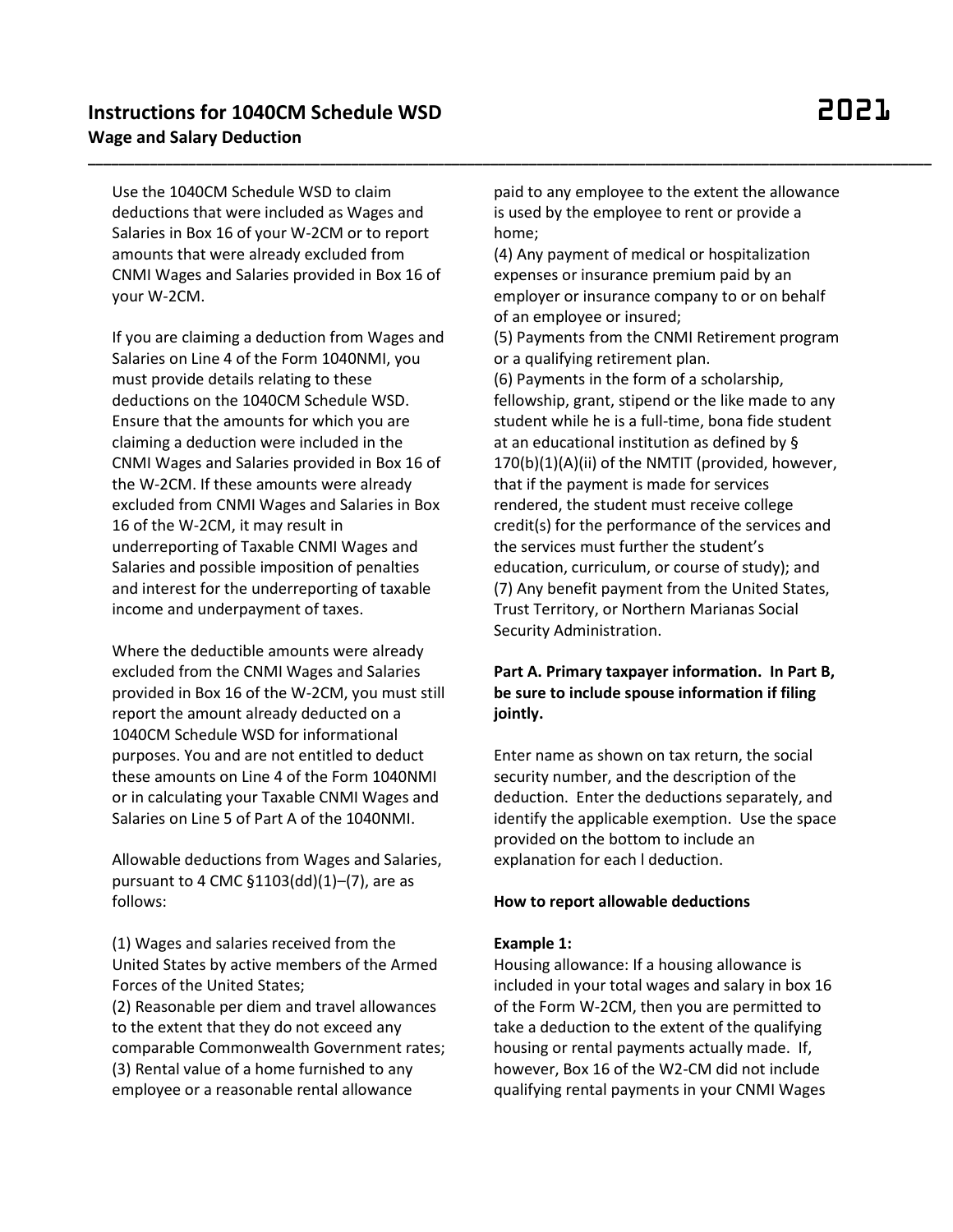# Instructions for 1040CM Schedule WSD

## Wage and Salary Deduction

2021

Use the 1040CM Schedule WSD to claim deductions that were included as Wages and Salaries in Box 16 of your W-2CM or to report amounts that were already excluded from CNMI Wages and Salaries provided in Box 16 of your W-2CM.

If you are claiming a deduction from Wages and Salaries on Line 4 of the Form 1040NMI, you must provide details relating to these deductions on the 1040CM Schedule WSD. Ensure that the amounts for which you are claiming a deduction were included in the CNMI Wages and Salaries provided in Box 16 of the W-2CM. If these amounts were already excluded from CNMI Wages and Salaries in Box 16 of the W-2CM, it may result in underreporting of Taxable CNMI Wages and Salaries and possible imposition of penalties and interest for the underreporting of taxable income and underpayment of taxes.

Where the deductible amounts were already excluded from the CNMI Wages and Salaries provided in Box 16 of the W-2CM, you must still report the amount already deducted on a 1040CM Schedule WSD for informational purposes. You and are not entitled to deduct these amounts on Line 4 of the Form 1040NMI or in calculating your Taxable CNMI Wages and Salaries on Line 5 of Part A of the 1040NMI.

Allowable deductions from Wages and Salaries, pursuant to 4 CMC §1103(dd)(1)–(7), are as follows:

(1) Wages and salaries received from the United States by active members of the Armed Forces of the United States;
(2) Reasonable per diem and travel allowances to the extent that they do not exceed any comparable Commonwealth Government rates;
(3) Rental value of a home furnished to any employee or a reasonable rental allowance paid to any employee to the extent the allowance is used by the employee to rent or provide a home;
(4) Any payment of medical or hospitalization expenses or insurance premium paid by an employer or insurance company to or on behalf of an employee or insured;
(5) Payments from the CNMI Retirement program or a qualifying retirement plan.
(6) Payments in the form of a scholarship, fellowship, grant, stipend or the like made to any student while he is a full-time, bona fide student at an educational institution as defined by § 170(b)(1)(A)(ii) of the NMTIT (provided, however, that if the payment is made for services rendered, the student must receive college credit(s) for the performance of the services and the services must further the student's education, curriculum, or course of study); and
(7) Any benefit payment from the United States, Trust Territory, or Northern Marianas Social Security Administration.

**Part A. Primary taxpayer information. In Part B, be sure to include spouse information if filing jointly.**

Enter name as shown on tax return, the social security number, and the description of the deduction. Enter the deductions separately, and identify the applicable exemption. Use the space provided on the bottom to include an explanation for each l deduction.

**How to report allowable deductions**

**Example 1:**
Housing allowance: If a housing allowance is included in your total wages and salary in box 16 of the Form W-2CM, then you are permitted to take a deduction to the extent of the qualifying housing or rental payments actually made. If, however, Box 16 of the W2-CM did not include qualifying rental payments in your CNMI Wages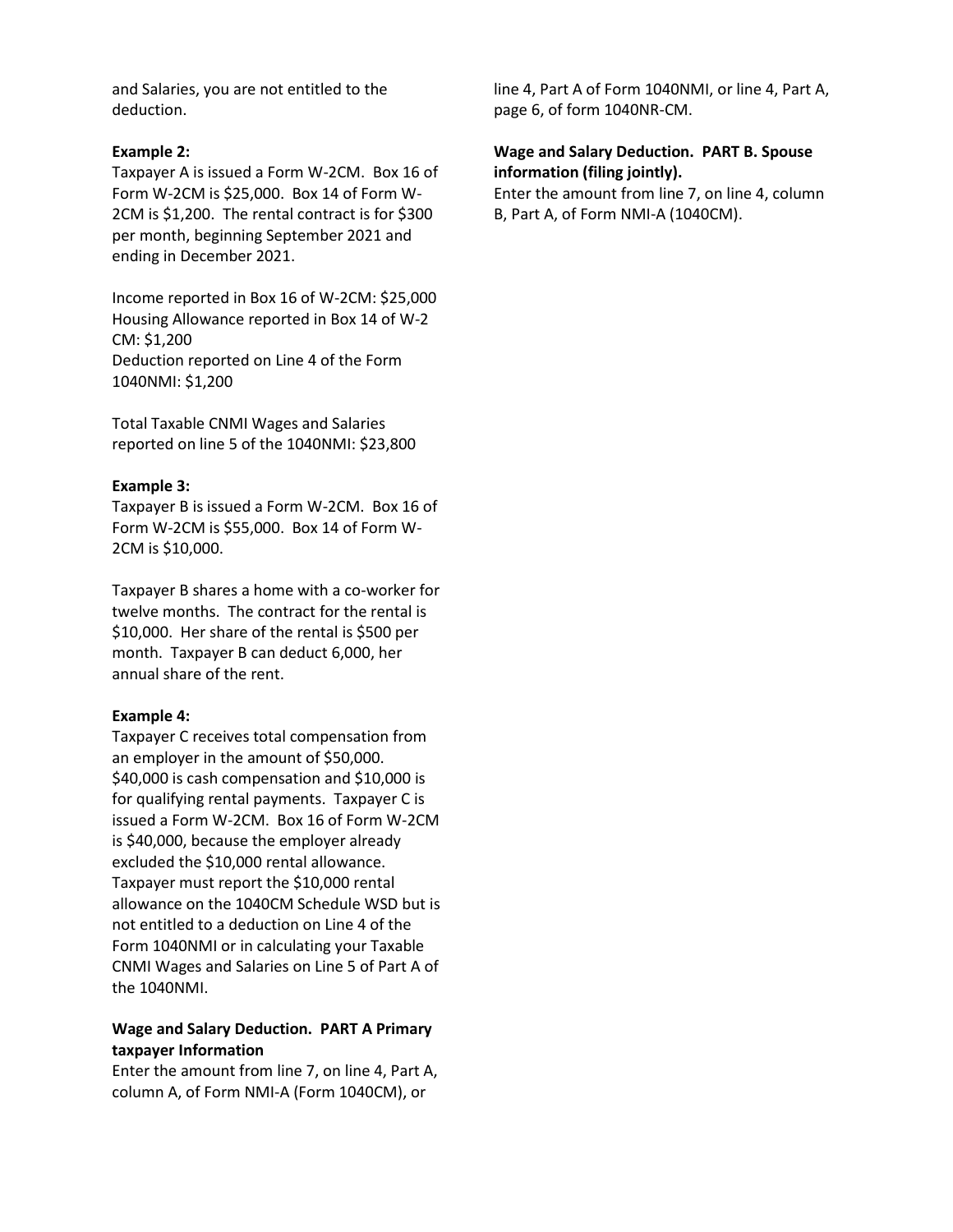and Salaries, you are not entitled to the deduction.

**Example 2:**
Taxpayer A is issued a Form W-2CM. Box 16 of Form W-2CM is $25,000. Box 14 of Form W-2CM is $1,200. The rental contract is for $300 per month, beginning September 2021 and ending in December 2021.

Income reported in Box 16 of W-2CM: $25,000
Housing Allowance reported in Box 14 of W-2 CM: $1,200
Deduction reported on Line 4 of the Form 1040NMI: $1,200

Total Taxable CNMI Wages and Salaries reported on line 5 of the 1040NMI: $23,800

**Example 3:**
Taxpayer B is issued a Form W-2CM. Box 16 of Form W-2CM is $55,000. Box 14 of Form W-2CM is $10,000.

Taxpayer B shares a home with a co-worker for twelve months. The contract for the rental is $10,000. Her share of the rental is $500 per month. Taxpayer B can deduct 6,000, her annual share of the rent.

**Example 4:**
Taxpayer C receives total compensation from an employer in the amount of $50,000. $40,000 is cash compensation and $10,000 is for qualifying rental payments. Taxpayer C is issued a Form W-2CM. Box 16 of Form W-2CM is $40,000, because the employer already excluded the $10,000 rental allowance. Taxpayer must report the $10,000 rental allowance on the 1040CM Schedule WSD but is not entitled to a deduction on Line 4 of the Form 1040NMI or in calculating your Taxable CNMI Wages and Salaries on Line 5 of Part A of the 1040NMI.

**Wage and Salary Deduction. PART A Primary taxpayer Information**
Enter the amount from line 7, on line 4, Part A, column A, of Form NMI-A (Form 1040CM), or line 4, Part A of Form 1040NMI, or line 4, Part A, page 6, of form 1040NR-CM.

**Wage and Salary Deduction. PART B. Spouse information (filing jointly).**
Enter the amount from line 7, on line 4, column B, Part A, of Form NMI-A (1040CM).